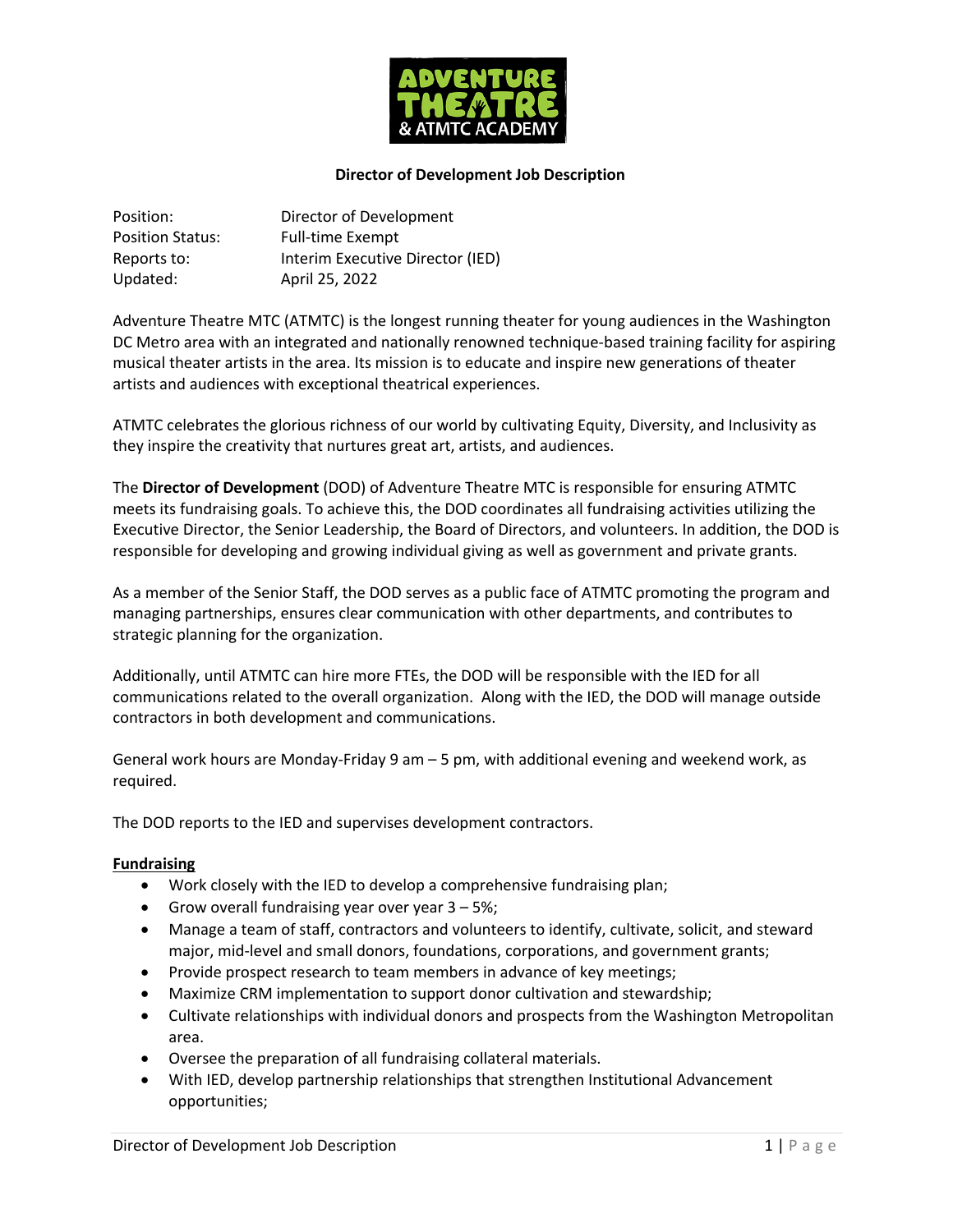**Director of Development Job Description**

| | |
|---|---|
| Position: | Director of Development |
| Position Status: | Full-time Exempt |
| Reports to: | Interim Executive Director (IED) |
| Updated: | April 25, 2022 |

Adventure Theatre MTC (ATMTC) is the longest running theater for young audiences in the Washington DC Metro area with an integrated and nationally renowned technique-based training facility for aspiring musical theater artists in the area. Its mission is to educate and inspire new generations of theater artists and audiences with exceptional theatrical experiences.

ATMTC celebrates the glorious richness of our world by cultivating Equity, Diversity, and Inclusivity as they inspire the creativity that nurtures great art, artists, and audiences.

The **Director of Development** (DOD) of Adventure Theatre MTC is responsible for ensuring ATMTC meets its fundraising goals. To achieve this, the DOD coordinates all fundraising activities utilizing the Executive Director, the Senior Leadership, the Board of Directors, and volunteers. In addition, the DOD is responsible for developing and growing individual giving as well as government and private grants.

As a member of the Senior Staff, the DOD serves as a public face of ATMTC promoting the program and managing partnerships, ensures clear communication with other departments, and contributes to strategic planning for the organization.

Additionally, until ATMTC can hire more FTEs, the DOD will be responsible with the IED for all communications related to the overall organization. Along with the IED, the DOD will manage outside contractors in both development and communications.

General work hours are Monday-Friday 9 am – 5 pm, with additional evening and weekend work, as required.

The DOD reports to the IED and supervises development contractors.

**Fundraising**

- Work closely with the IED to develop a comprehensive fundraising plan;
- Grow overall fundraising year over year 3 – 5%;
- Manage a team of staff, contractors and volunteers to identify, cultivate, solicit, and steward major, mid-level and small donors, foundations, corporations, and government grants;
- Provide prospect research to team members in advance of key meetings;
- Maximize CRM implementation to support donor cultivation and stewardship;
- Cultivate relationships with individual donors and prospects from the Washington Metropolitan area.
- Oversee the preparation of all fundraising collateral materials.
- With IED, develop partnership relationships that strengthen Institutional Advancement opportunities;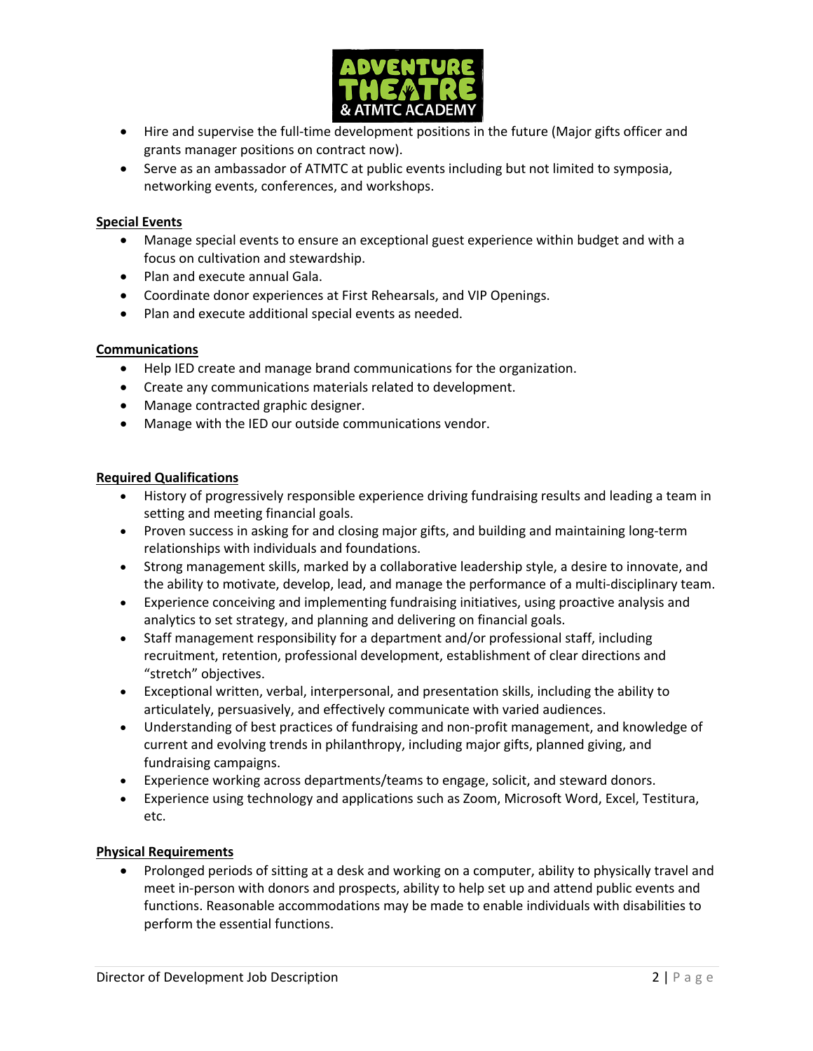- Hire and supervise the full-time development positions in the future (Major gifts officer and grants manager positions on contract now).
- Serve as an ambassador of ATMTC at public events including but not limited to symposia, networking events, conferences, and workshops.

**Special Events**

- Manage special events to ensure an exceptional guest experience within budget and with a focus on cultivation and stewardship.
- Plan and execute annual Gala.
- Coordinate donor experiences at First Rehearsals, and VIP Openings.
- Plan and execute additional special events as needed.

**Communications**

- Help IED create and manage brand communications for the organization.
- Create any communications materials related to development.
- Manage contracted graphic designer.
- Manage with the IED our outside communications vendor.

**Required Qualifications**

- History of progressively responsible experience driving fundraising results and leading a team in setting and meeting financial goals.
- Proven success in asking for and closing major gifts, and building and maintaining long-term relationships with individuals and foundations.
- Strong management skills, marked by a collaborative leadership style, a desire to innovate, and the ability to motivate, develop, lead, and manage the performance of a multi-disciplinary team.
- Experience conceiving and implementing fundraising initiatives, using proactive analysis and analytics to set strategy, and planning and delivering on financial goals.
- Staff management responsibility for a department and/or professional staff, including recruitment, retention, professional development, establishment of clear directions and "stretch" objectives.
- Exceptional written, verbal, interpersonal, and presentation skills, including the ability to articulately, persuasively, and effectively communicate with varied audiences.
- Understanding of best practices of fundraising and non-profit management, and knowledge of current and evolving trends in philanthropy, including major gifts, planned giving, and fundraising campaigns.
- Experience working across departments/teams to engage, solicit, and steward donors.
- Experience using technology and applications such as Zoom, Microsoft Word, Excel, Testitura, etc.

**Physical Requirements**

- Prolonged periods of sitting at a desk and working on a computer, ability to physically travel and meet in-person with donors and prospects, ability to help set up and attend public events and functions. Reasonable accommodations may be made to enable individuals with disabilities to perform the essential functions.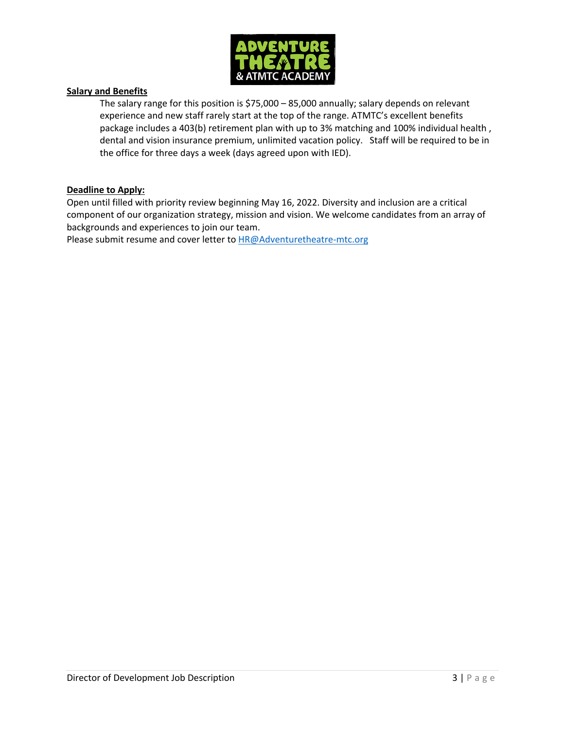**Salary and Benefits**

The salary range for this position is $75,000 – 85,000 annually; salary depends on relevant experience and new staff rarely start at the top of the range. ATMTC's excellent benefits package includes a 403(b) retirement plan with up to 3% matching and 100% individual health , dental and vision insurance premium, unlimited vacation policy. Staff will be required to be in the office for three days a week (days agreed upon with IED).

**Deadline to Apply:**

Open until filled with priority review beginning May 16, 2022. Diversity and inclusion are a critical component of our organization strategy, mission and vision. We welcome candidates from an array of backgrounds and experiences to join our team.

Please submit resume and cover letter to HR@Adventuretheatre-mtc.org